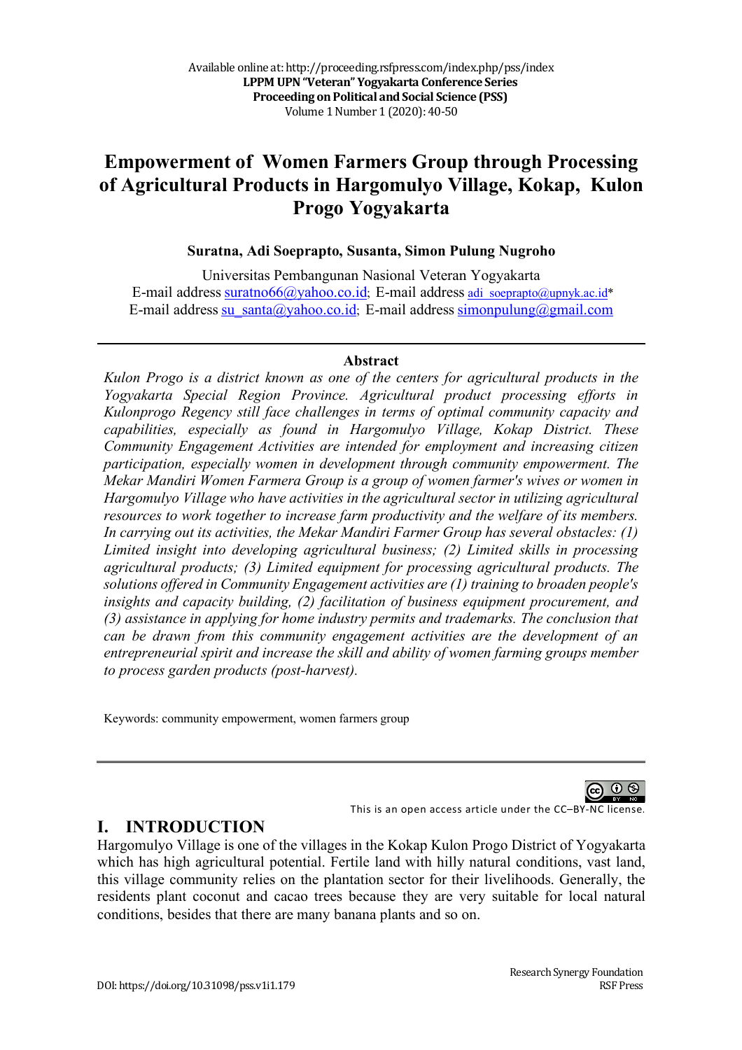# Empowerment of Women Farmers Group through Processing of Agricultural Products in Hargomulyo Village, Kokap, Kulon Progo Yogyakarta

**Suratna, Adi Soeprapto, Susanta, Simon Pulung Nugroho**

Universitas Pembangunan Nasional Veteran Yogyakarta
E-mail address suratno66@yahoo.co.id; E-mail address adi_soeprapto@upnyk.ac.id*
E-mail address su_santa@yahoo.co.id; E-mail address simonpulung@gmail.com

**Abstract**

*Kulon Progo is a district known as one of the centers for agricultural products in the Yogyakarta Special Region Province. Agricultural product processing efforts in Kulonprogo Regency still face challenges in terms of optimal community capacity and capabilities, especially as found in Hargomulyo Village, Kokap District. These Community Engagement Activities are intended for employment and increasing citizen participation, especially women in development through community empowerment. The Mekar Mandiri Women Farmera Group is a group of women farmer's wives or women in Hargomulyo Village who have activities in the agricultural sector in utilizing agricultural resources to work together to increase farm productivity and the welfare of its members. In carrying out its activities, the Mekar Mandiri Farmer Group has several obstacles: (1) Limited insight into developing agricultural business; (2) Limited skills in processing agricultural products; (3) Limited equipment for processing agricultural products. The solutions offered in Community Engagement activities are (1) training to broaden people's insights and capacity building, (2) facilitation of business equipment procurement, and (3) assistance in applying for home industry permits and trademarks. The conclusion that can be drawn from this community engagement activities are the development of an entrepreneurial spirit and increase the skill and ability of women farming groups member to process garden products (post-harvest).*

Keywords: community empowerment, women farmers group

This is an open access article under the CC–BY-NC license.

## I. INTRODUCTION

Hargomulyo Village is one of the villages in the Kokap Kulon Progo District of Yogyakarta which has high agricultural potential. Fertile land with hilly natural conditions, vast land, this village community relies on the plantation sector for their livelihoods. Generally, the residents plant coconut and cacao trees because they are very suitable for local natural conditions, besides that there are many banana plants and so on.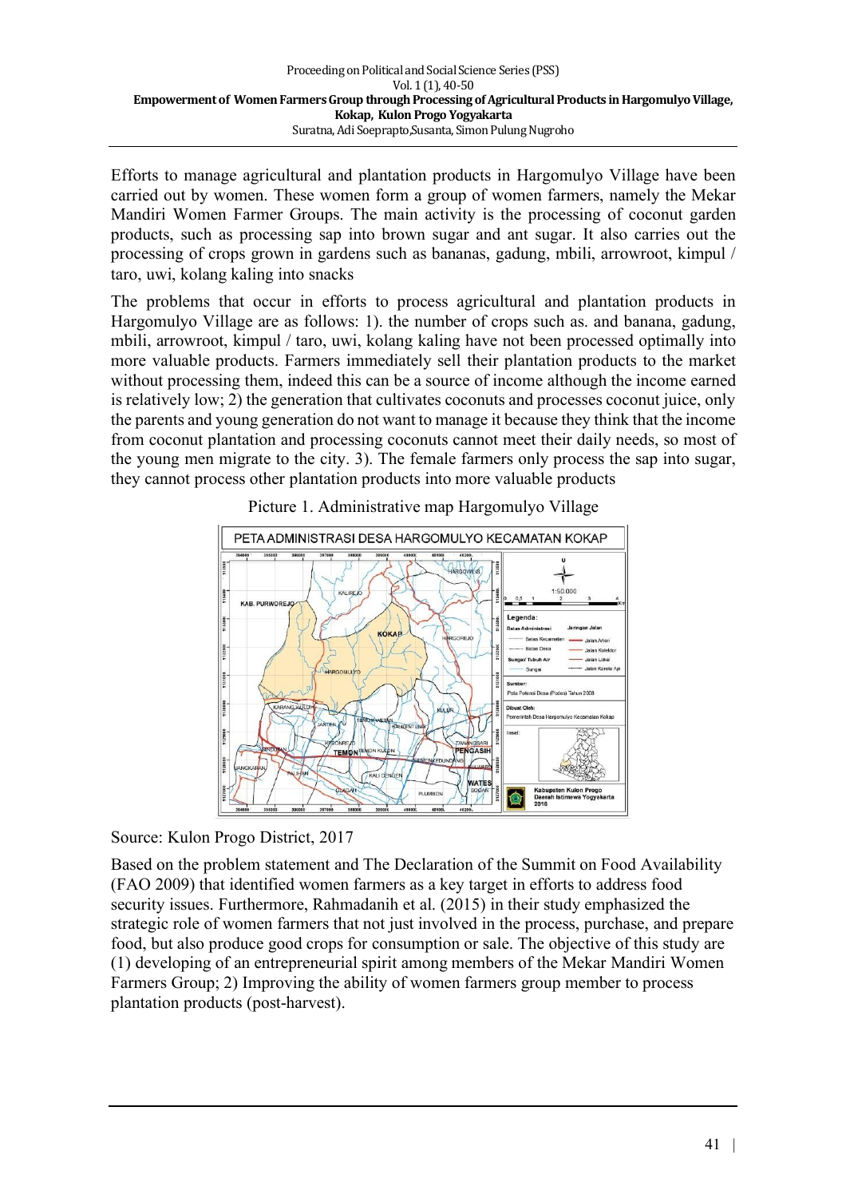Efforts to manage agricultural and plantation products in Hargomulyo Village have been carried out by women. These women form a group of women farmers, namely the Mekar Mandiri Women Farmer Groups. The main activity is the processing of coconut garden products, such as processing sap into brown sugar and ant sugar. It also carries out the processing of crops grown in gardens such as bananas, gadung, mbili, arrowroot, kimpul / taro, uwi, kolang kaling into snacks

The problems that occur in efforts to process agricultural and plantation products in Hargomulyo Village are as follows: 1). the number of crops such as. and banana, gadung, mbili, arrowroot, kimpul / taro, uwi, kolang kaling have not been processed optimally into more valuable products. Farmers immediately sell their plantation products to the market without processing them, indeed this can be a source of income although the income earned is relatively low; 2) the generation that cultivates coconuts and processes coconut juice, only the parents and young generation do not want to manage it because they think that the income from coconut plantation and processing coconuts cannot meet their daily needs, so most of the young men migrate to the city. 3). The female farmers only process the sap into sugar, they cannot process other plantation products into more valuable products

Picture 1. Administrative map Hargomulyo Village

Source: Kulon Progo District, 2017

Based on the problem statement and The Declaration of the Summit on Food Availability (FAO 2009) that identified women farmers as a key target in efforts to address food security issues. Furthermore, Rahmadanih et al. (2015) in their study emphasized the strategic role of women farmers that not just involved in the process, purchase, and prepare food, but also produce good crops for consumption or sale. The objective of this study are (1) developing of an entrepreneurial spirit among members of the Mekar Mandiri Women Farmers Group; 2) Improving the ability of women farmers group member to process plantation products (post-harvest).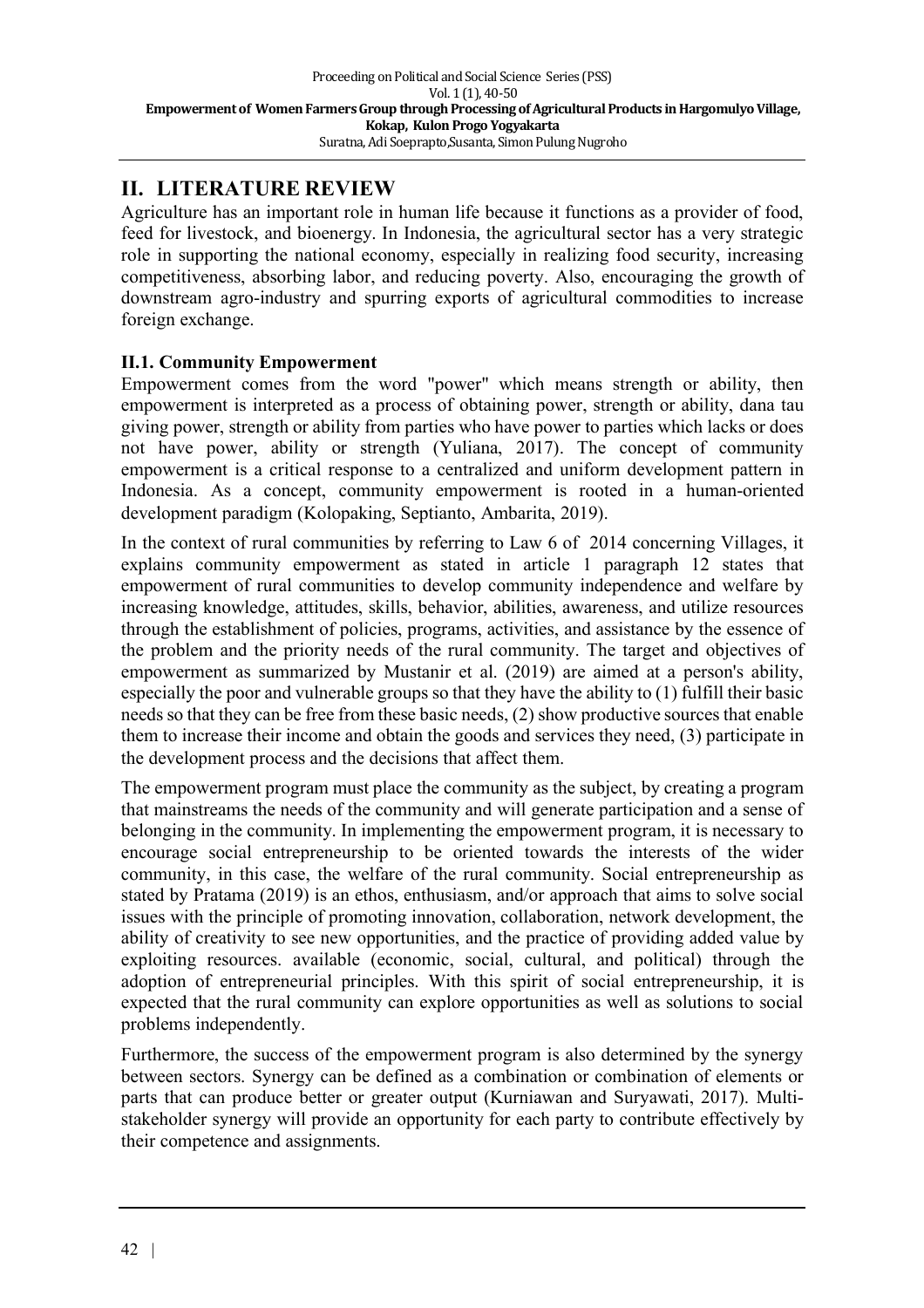## II. LITERATURE REVIEW

Agriculture has an important role in human life because it functions as a provider of food, feed for livestock, and bioenergy. In Indonesia, the agricultural sector has a very strategic role in supporting the national economy, especially in realizing food security, increasing competitiveness, absorbing labor, and reducing poverty. Also, encouraging the growth of downstream agro-industry and spurring exports of agricultural commodities to increase foreign exchange.

### II.1. Community Empowerment

Empowerment comes from the word "power" which means strength or ability, then empowerment is interpreted as a process of obtaining power, strength or ability, dana tau giving power, strength or ability from parties who have power to parties which lacks or does not have power, ability or strength (Yuliana, 2017). The concept of community empowerment is a critical response to a centralized and uniform development pattern in Indonesia. As a concept, community empowerment is rooted in a human-oriented development paradigm (Kolopaking, Septianto, Ambarita, 2019).

In the context of rural communities by referring to Law 6 of 2014 concerning Villages, it explains community empowerment as stated in article 1 paragraph 12 states that empowerment of rural communities to develop community independence and welfare by increasing knowledge, attitudes, skills, behavior, abilities, awareness, and utilize resources through the establishment of policies, programs, activities, and assistance by the essence of the problem and the priority needs of the rural community. The target and objectives of empowerment as summarized by Mustanir et al. (2019) are aimed at a person's ability, especially the poor and vulnerable groups so that they have the ability to (1) fulfill their basic needs so that they can be free from these basic needs, (2) show productive sources that enable them to increase their income and obtain the goods and services they need, (3) participate in the development process and the decisions that affect them.

The empowerment program must place the community as the subject, by creating a program that mainstreams the needs of the community and will generate participation and a sense of belonging in the community. In implementing the empowerment program, it is necessary to encourage social entrepreneurship to be oriented towards the interests of the wider community, in this case, the welfare of the rural community. Social entrepreneurship as stated by Pratama (2019) is an ethos, enthusiasm, and/or approach that aims to solve social issues with the principle of promoting innovation, collaboration, network development, the ability of creativity to see new opportunities, and the practice of providing added value by exploiting resources. available (economic, social, cultural, and political) through the adoption of entrepreneurial principles. With this spirit of social entrepreneurship, it is expected that the rural community can explore opportunities as well as solutions to social problems independently.

Furthermore, the success of the empowerment program is also determined by the synergy between sectors. Synergy can be defined as a combination or combination of elements or parts that can produce better or greater output (Kurniawan and Suryawati, 2017). Multi-stakeholder synergy will provide an opportunity for each party to contribute effectively by their competence and assignments.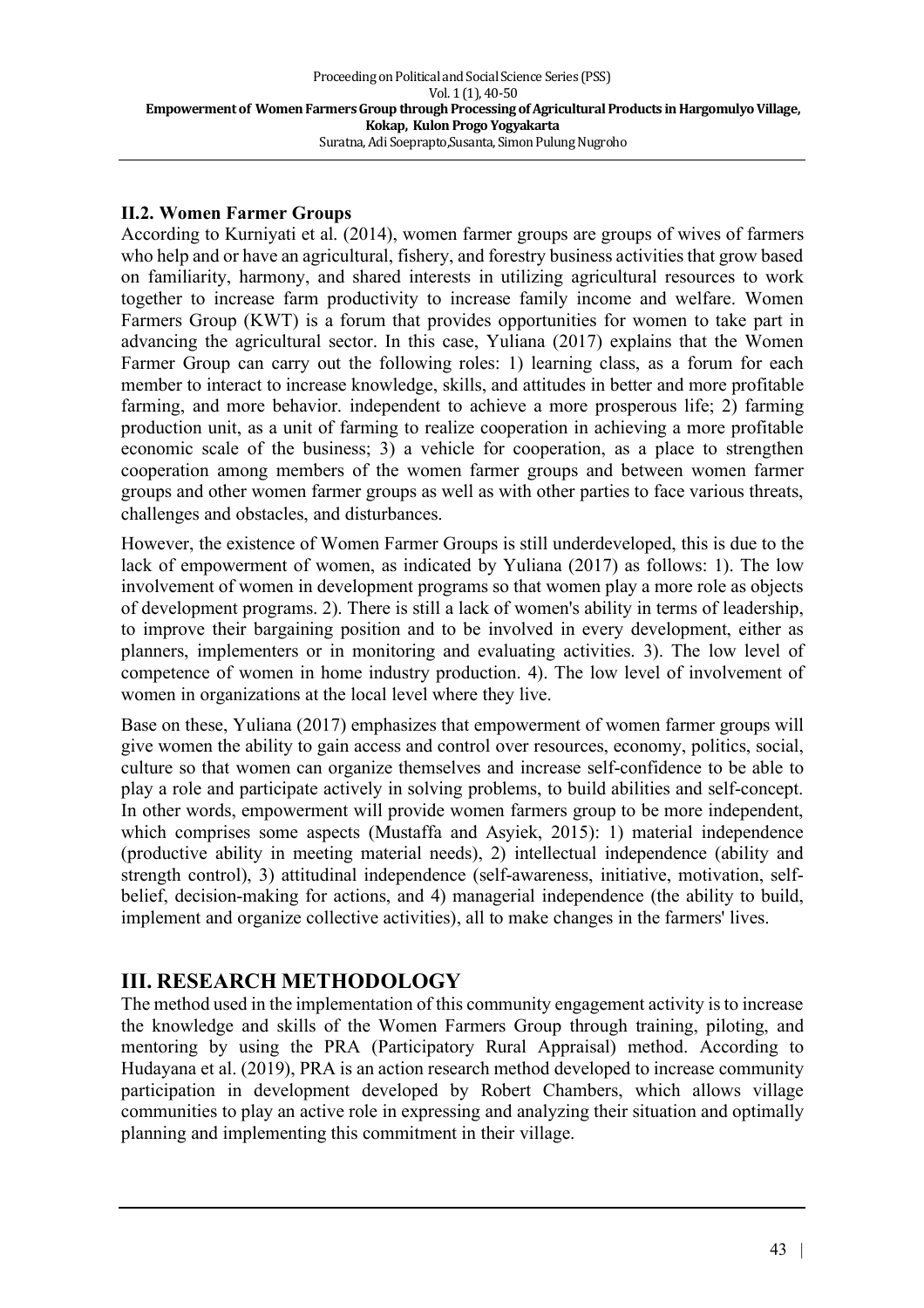### II.2. Women Farmer Groups

According to Kurniyati et al. (2014), women farmer groups are groups of wives of farmers who help and or have an agricultural, fishery, and forestry business activities that grow based on familiarity, harmony, and shared interests in utilizing agricultural resources to work together to increase farm productivity to increase family income and welfare. Women Farmers Group (KWT) is a forum that provides opportunities for women to take part in advancing the agricultural sector. In this case, Yuliana (2017) explains that the Women Farmer Group can carry out the following roles: 1) learning class, as a forum for each member to interact to increase knowledge, skills, and attitudes in better and more profitable farming, and more behavior. independent to achieve a more prosperous life; 2) farming production unit, as a unit of farming to realize cooperation in achieving a more profitable economic scale of the business; 3) a vehicle for cooperation, as a place to strengthen cooperation among members of the women farmer groups and between women farmer groups and other women farmer groups as well as with other parties to face various threats, challenges and obstacles, and disturbances.

However, the existence of Women Farmer Groups is still underdeveloped, this is due to the lack of empowerment of women, as indicated by Yuliana (2017) as follows: 1). The low involvement of women in development programs so that women play a more role as objects of development programs. 2). There is still a lack of women's ability in terms of leadership, to improve their bargaining position and to be involved in every development, either as planners, implementers or in monitoring and evaluating activities. 3). The low level of competence of women in home industry production. 4). The low level of involvement of women in organizations at the local level where they live.

Base on these, Yuliana (2017) emphasizes that empowerment of women farmer groups will give women the ability to gain access and control over resources, economy, politics, social, culture so that women can organize themselves and increase self-confidence to be able to play a role and participate actively in solving problems, to build abilities and self-concept. In other words, empowerment will provide women farmers group to be more independent, which comprises some aspects (Mustaffa and Asyiek, 2015): 1) material independence (productive ability in meeting material needs), 2) intellectual independence (ability and strength control), 3) attitudinal independence (self-awareness, initiative, motivation, self-belief, decision-making for actions, and 4) managerial independence (the ability to build, implement and organize collective activities), all to make changes in the farmers' lives.

## III. RESEARCH METHODOLOGY

The method used in the implementation of this community engagement activity is to increase the knowledge and skills of the Women Farmers Group through training, piloting, and mentoring by using the PRA (Participatory Rural Appraisal) method. According to Hudayana et al. (2019), PRA is an action research method developed to increase community participation in development developed by Robert Chambers, which allows village communities to play an active role in expressing and analyzing their situation and optimally planning and implementing this commitment in their village.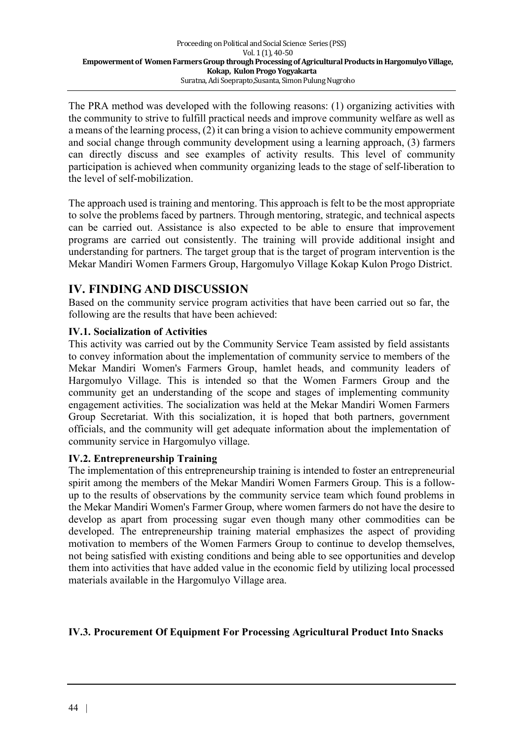The PRA method was developed with the following reasons: (1) organizing activities with the community to strive to fulfill practical needs and improve community welfare as well as a means of the learning process, (2) it can bring a vision to achieve community empowerment and social change through community development using a learning approach, (3) farmers can directly discuss and see examples of activity results. This level of community participation is achieved when community organizing leads to the stage of self-liberation to the level of self-mobilization.

The approach used is training and mentoring. This approach is felt to be the most appropriate to solve the problems faced by partners. Through mentoring, strategic, and technical aspects can be carried out. Assistance is also expected to be able to ensure that improvement programs are carried out consistently. The training will provide additional insight and understanding for partners. The target group that is the target of program intervention is the Mekar Mandiri Women Farmers Group, Hargomulyo Village Kokap Kulon Progo District.

## IV. FINDING AND DISCUSSION

Based on the community service program activities that have been carried out so far, the following are the results that have been achieved:

### IV.1. Socialization of Activities

This activity was carried out by the Community Service Team assisted by field assistants to convey information about the implementation of community service to members of the Mekar Mandiri Women's Farmers Group, hamlet heads, and community leaders of Hargomulyo Village. This is intended so that the Women Farmers Group and the community get an understanding of the scope and stages of implementing community engagement activities. The socialization was held at the Mekar Mandiri Women Farmers Group Secretariat. With this socialization, it is hoped that both partners, government officials, and the community will get adequate information about the implementation of community service in Hargomulyo village.

### IV.2. Entrepreneurship Training

The implementation of this entrepreneurship training is intended to foster an entrepreneurial spirit among the members of the Mekar Mandiri Women Farmers Group. This is a follow-up to the results of observations by the community service team which found problems in the Mekar Mandiri Women's Farmer Group, where women farmers do not have the desire to develop as apart from processing sugar even though many other commodities can be developed. The entrepreneurship training material emphasizes the aspect of providing motivation to members of the Women Farmers Group to continue to develop themselves, not being satisfied with existing conditions and being able to see opportunities and develop them into activities that have added value in the economic field by utilizing local processed materials available in the Hargomulyo Village area.

### IV.3. Procurement Of Equipment For Processing Agricultural Product Into Snacks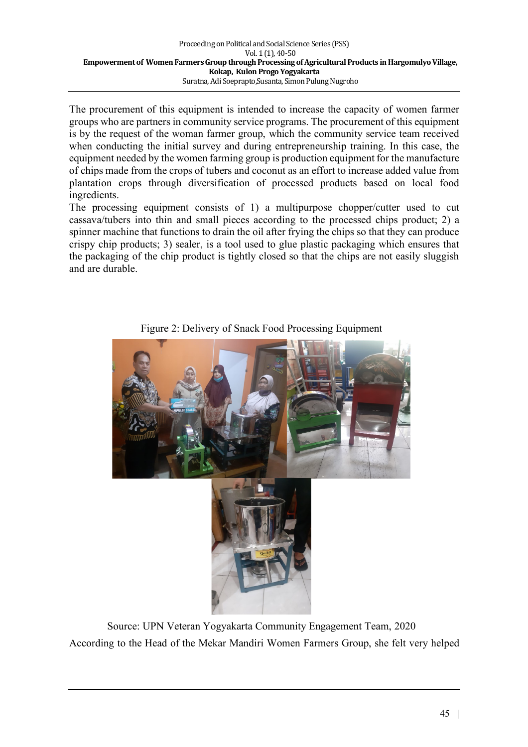The procurement of this equipment is intended to increase the capacity of women farmer groups who are partners in community service programs. The procurement of this equipment is by the request of the woman farmer group, which the community service team received when conducting the initial survey and during entrepreneurship training. In this case, the equipment needed by the women farming group is production equipment for the manufacture of chips made from the crops of tubers and coconut as an effort to increase added value from plantation crops through diversification of processed products based on local food ingredients.

The processing equipment consists of 1) a multipurpose chopper/cutter used to cut cassava/tubers into thin and small pieces according to the processed chips product; 2) a spinner machine that functions to drain the oil after frying the chips so that they can produce crispy chip products; 3) sealer, is a tool used to glue plastic packaging which ensures that the packaging of the chip product is tightly closed so that the chips are not easily sluggish and are durable.

Figure 2: Delivery of Snack Food Processing Equipment

Source: UPN Veteran Yogyakarta Community Engagement Team, 2020

According to the Head of the Mekar Mandiri Women Farmers Group, she felt very helped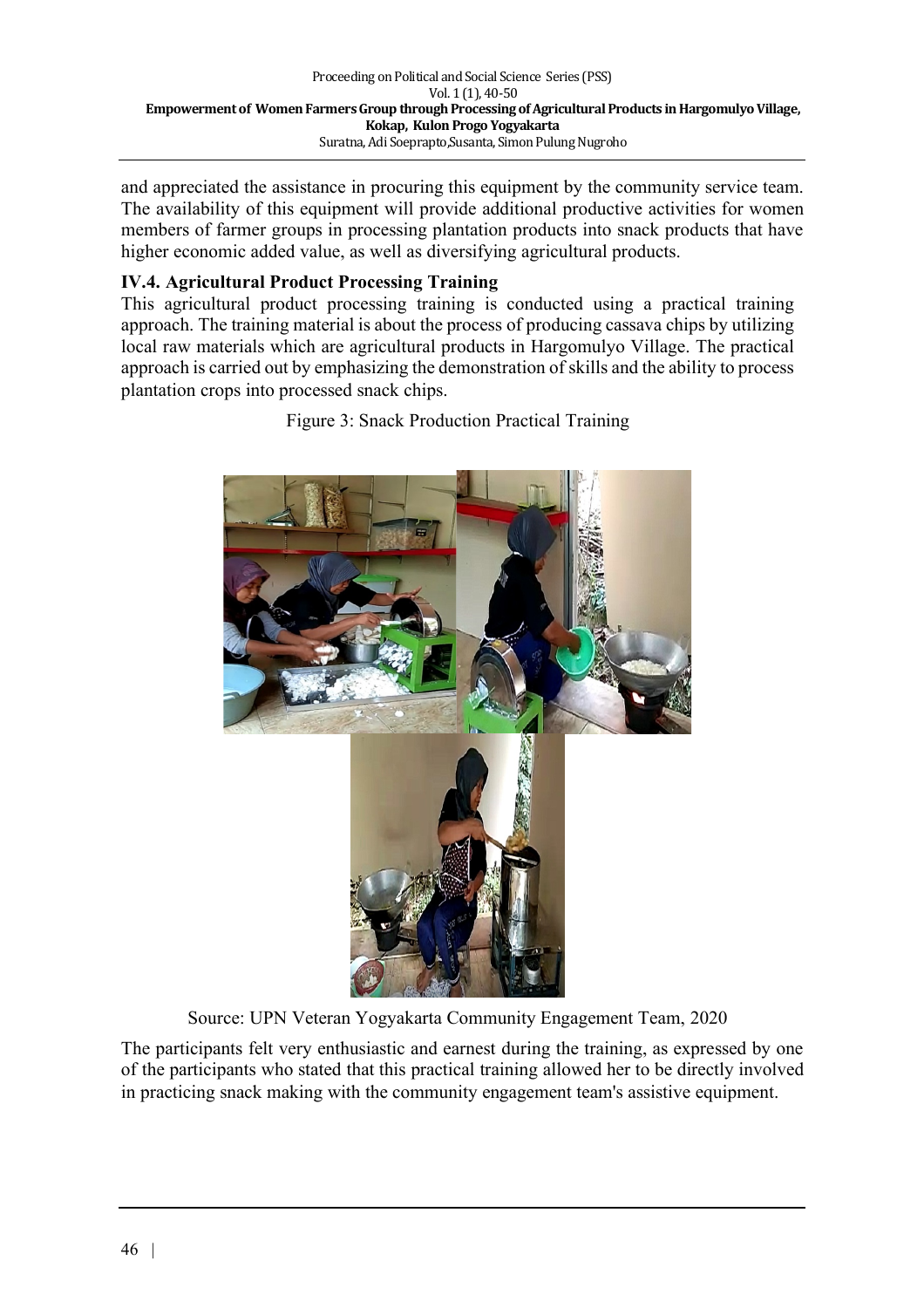and appreciated the assistance in procuring this equipment by the community service team. The availability of this equipment will provide additional productive activities for women members of farmer groups in processing plantation products into snack products that have higher economic added value, as well as diversifying agricultural products.

### IV.4. Agricultural Product Processing Training

This agricultural product processing training is conducted using a practical training approach. The training material is about the process of producing cassava chips by utilizing local raw materials which are agricultural products in Hargomulyo Village. The practical approach is carried out by emphasizing the demonstration of skills and the ability to process plantation crops into processed snack chips.

Figure 3: Snack Production Practical Training

Source: UPN Veteran Yogyakarta Community Engagement Team, 2020

The participants felt very enthusiastic and earnest during the training, as expressed by one of the participants who stated that this practical training allowed her to be directly involved in practicing snack making with the community engagement team's assistive equipment.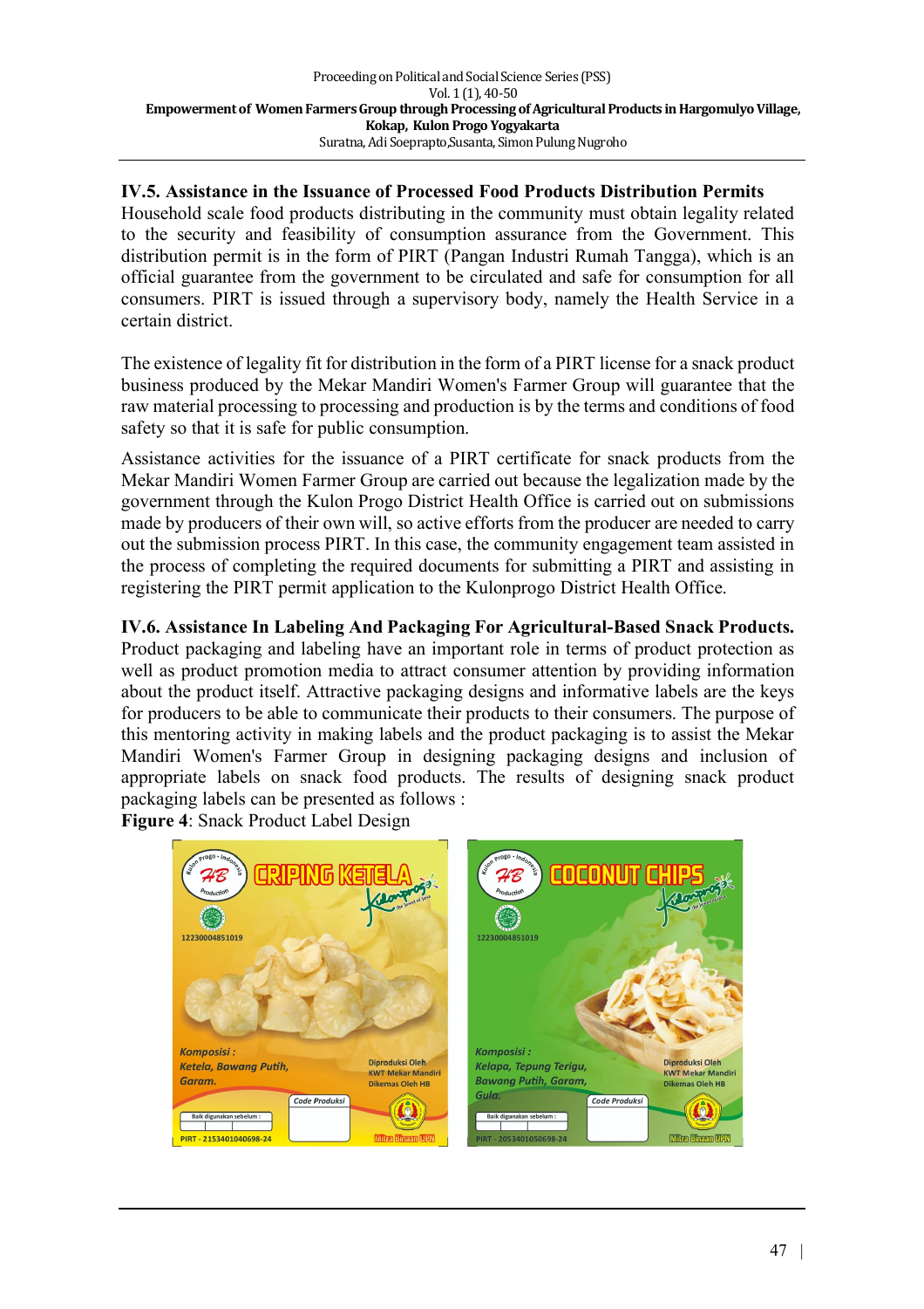## IV.5. Assistance in the Issuance of Processed Food Products Distribution Permits

Household scale food products distributing in the community must obtain legality related to the security and feasibility of consumption assurance from the Government. This distribution permit is in the form of PIRT (Pangan Industri Rumah Tangga), which is an official guarantee from the government to be circulated and safe for consumption for all consumers. PIRT is issued through a supervisory body, namely the Health Service in a certain district.

The existence of legality fit for distribution in the form of a PIRT license for a snack product business produced by the Mekar Mandiri Women's Farmer Group will guarantee that the raw material processing to processing and production is by the terms and conditions of food safety so that it is safe for public consumption.

Assistance activities for the issuance of a PIRT certificate for snack products from the Mekar Mandiri Women Farmer Group are carried out because the legalization made by the government through the Kulon Progo District Health Office is carried out on submissions made by producers of their own will, so active efforts from the producer are needed to carry out the submission process PIRT. In this case, the community engagement team assisted in the process of completing the required documents for submitting a PIRT and assisting in registering the PIRT permit application to the Kulonprogo District Health Office.

## IV.6. Assistance In Labeling And Packaging For Agricultural-Based Snack Products.

Product packaging and labeling have an important role in terms of product protection as well as product promotion media to attract consumer attention by providing information about the product itself. Attractive packaging designs and informative labels are the keys for producers to be able to communicate their products to their consumers. The purpose of this mentoring activity in making labels and the product packaging is to assist the Mekar Mandiri Women's Farmer Group in designing packaging designs and inclusion of appropriate labels on snack food products. The results of designing snack product packaging labels can be presented as follows :

**Figure 4**: Snack Product Label Design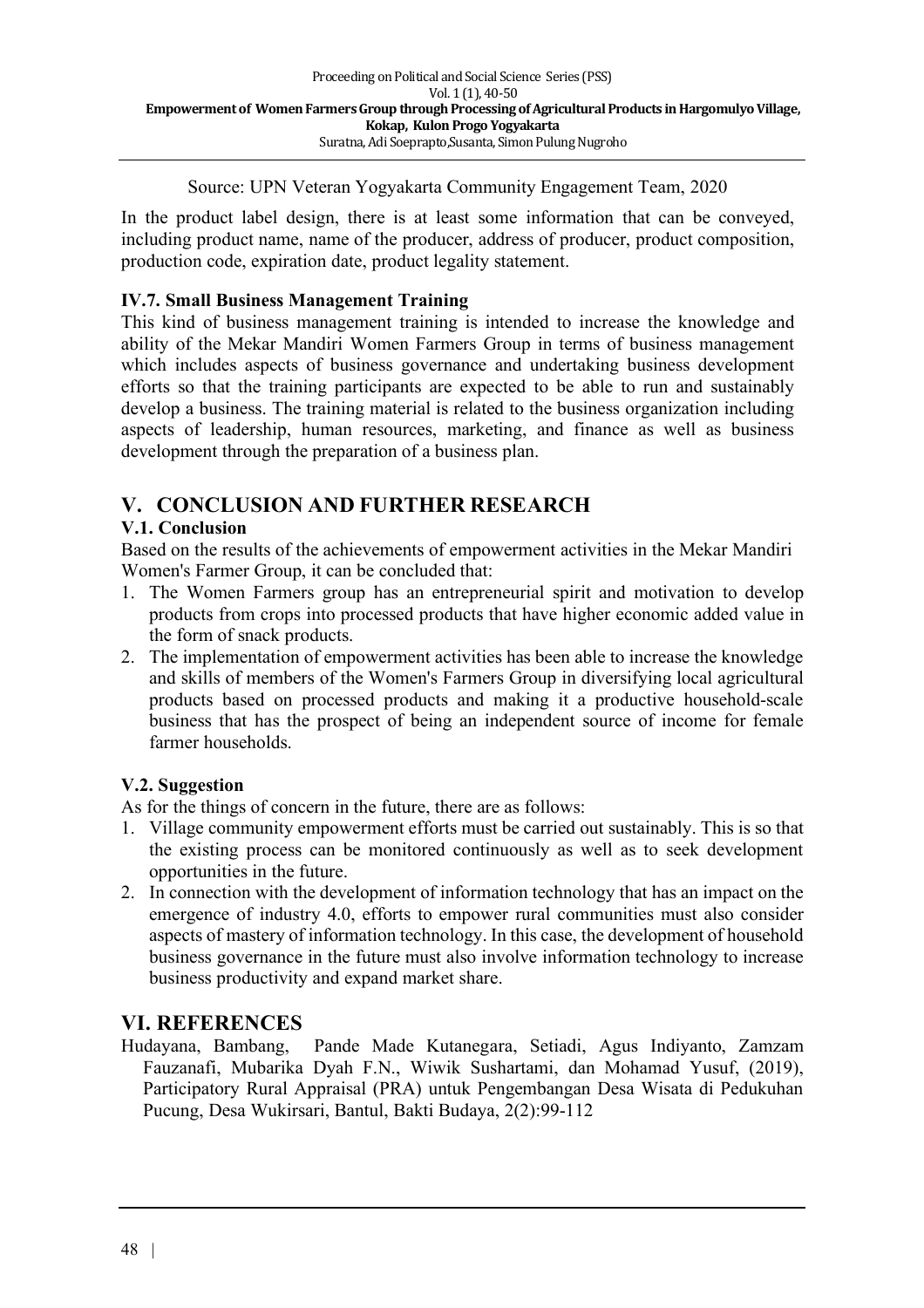Source: UPN Veteran Yogyakarta Community Engagement Team, 2020

In the product label design, there is at least some information that can be conveyed, including product name, name of the producer, address of producer, product composition, production code, expiration date, product legality statement.

### IV.7. Small Business Management Training

This kind of business management training is intended to increase the knowledge and ability of the Mekar Mandiri Women Farmers Group in terms of business management which includes aspects of business governance and undertaking business development efforts so that the training participants are expected to be able to run and sustainably develop a business. The training material is related to the business organization including aspects of leadership, human resources, marketing, and finance as well as business development through the preparation of a business plan.

## V. CONCLUSION AND FURTHER RESEARCH

### V.1. Conclusion

Based on the results of the achievements of empowerment activities in the Mekar Mandiri Women's Farmer Group, it can be concluded that:

1. The Women Farmers group has an entrepreneurial spirit and motivation to develop products from crops into processed products that have higher economic added value in the form of snack products.
2. The implementation of empowerment activities has been able to increase the knowledge and skills of members of the Women's Farmers Group in diversifying local agricultural products based on processed products and making it a productive household-scale business that has the prospect of being an independent source of income for female farmer households.

### V.2. Suggestion

As for the things of concern in the future, there are as follows:

1. Village community empowerment efforts must be carried out sustainably. This is so that the existing process can be monitored continuously as well as to seek development opportunities in the future.
2. In connection with the development of information technology that has an impact on the emergence of industry 4.0, efforts to empower rural communities must also consider aspects of mastery of information technology. In this case, the development of household business governance in the future must also involve information technology to increase business productivity and expand market share.

## VI. REFERENCES

Hudayana, Bambang, Pande Made Kutanegara, Setiadi, Agus Indiyanto, Zamzam Fauzanafi, Mubarika Dyah F.N., Wiwik Sushartami, dan Mohamad Yusuf, (2019), Participatory Rural Appraisal (PRA) untuk Pengembangan Desa Wisata di Pedukuhan Pucung, Desa Wukirsari, Bantul, Bakti Budaya, 2(2):99-112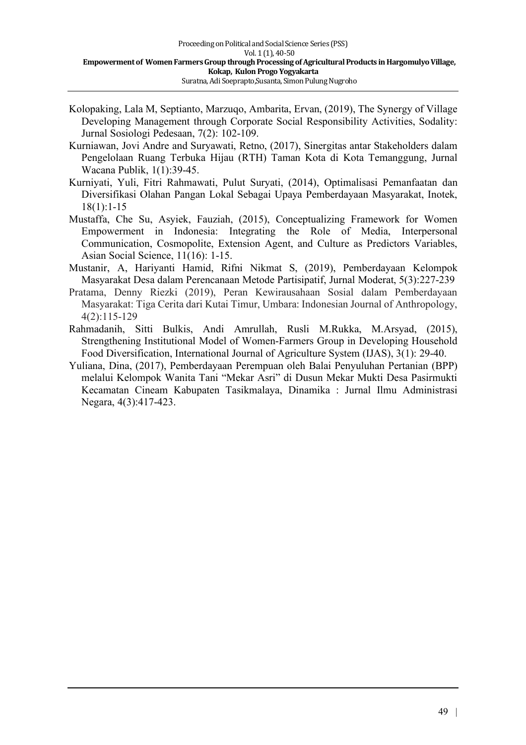Kolopaking, Lala M, Septianto, Marzuqo, Ambarita, Ervan, (2019), The Synergy of Village Developing Management through Corporate Social Responsibility Activities, Sodality: Jurnal Sosiologi Pedesaan, 7(2): 102-109.

Kurniawan, Jovi Andre and Suryawati, Retno, (2017), Sinergitas antar Stakeholders dalam Pengelolaan Ruang Terbuka Hijau (RTH) Taman Kota di Kota Temanggung, Jurnal Wacana Publik, 1(1):39-45.

Kurniyati, Yuli, Fitri Rahmawati, Pulut Suryati, (2014), Optimalisasi Pemanfaatan dan Diversifikasi Olahan Pangan Lokal Sebagai Upaya Pemberdayaan Masyarakat, Inotek, 18(1):1-15

Mustaffa, Che Su, Asyiek, Fauziah, (2015), Conceptualizing Framework for Women Empowerment in Indonesia: Integrating the Role of Media, Interpersonal Communication, Cosmopolite, Extension Agent, and Culture as Predictors Variables, Asian Social Science, 11(16): 1-15.

Mustanir, A, Hariyanti Hamid, Rifni Nikmat S, (2019), Pemberdayaan Kelompok Masyarakat Desa dalam Perencanaan Metode Partisipatif, Jurnal Moderat, 5(3):227-239

Pratama, Denny Riezki (2019), Peran Kewirausahaan Sosial dalam Pemberdayaan Masyarakat: Tiga Cerita dari Kutai Timur, Umbara: Indonesian Journal of Anthropology, 4(2):115-129

Rahmadanih, Sitti Bulkis, Andi Amrullah, Rusli M.Rukka, M.Arsyad, (2015), Strengthening Institutional Model of Women-Farmers Group in Developing Household Food Diversification, International Journal of Agriculture System (IJAS), 3(1): 29-40.

Yuliana, Dina, (2017), Pemberdayaan Perempuan oleh Balai Penyuluhan Pertanian (BPP) melalui Kelompok Wanita Tani "Mekar Asri" di Dusun Mekar Mukti Desa Pasirmukti Kecamatan Cineam Kabupaten Tasikmalaya, Dinamika : Jurnal Ilmu Administrasi Negara, 4(3):417-423.